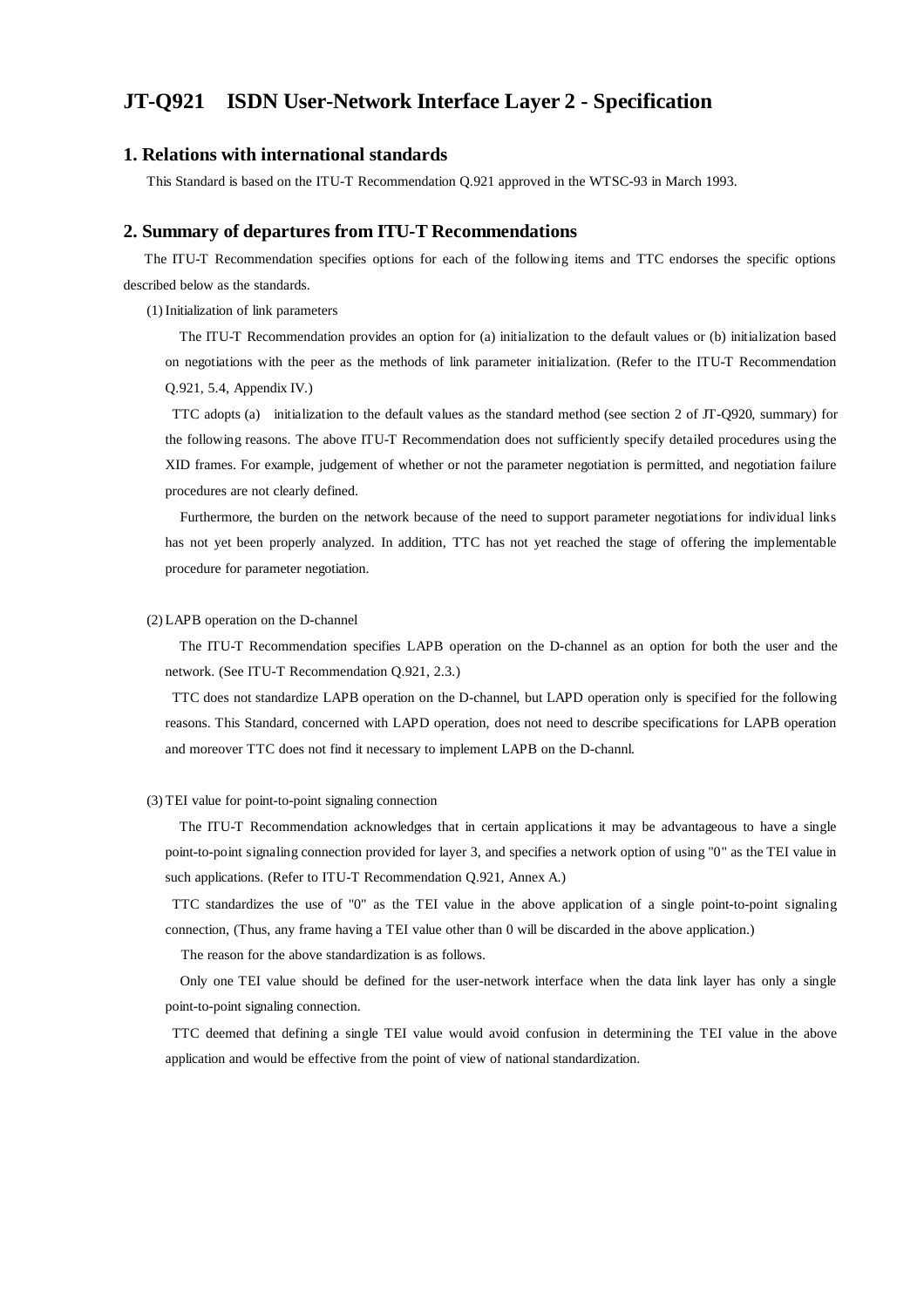# JT-Q921 ISDN User-Network Interface Layer 2 - Specification

## 1. Relations with international standards

This Standard is based on the ITU-T Recommendation Q.921 approved in the WTSC-93 in March 1993.

## 2. Summary of departures from ITU-T Recommendations

The ITU-T Recommendation specifies options for each of the following items and TTC endorses the specific options described below as the standards.

(1) Initialization of link parameters

The ITU-T Recommendation provides an option for (a) initialization to the default values or (b) initialization based on negotiations with the peer as the methods of link parameter initialization. (Refer to the ITU-T Recommendation Q.921, 5.4, Appendix IV.)

TTC adopts (a) initialization to the default values as the standard method (see section 2 of JT-Q920, summary) for the following reasons. The above ITU-T Recommendation does not sufficiently specify detailed procedures using the XID frames. For example, judgement of whether or not the parameter negotiation is permitted, and negotiation failure procedures are not clearly defined.

Furthermore, the burden on the network because of the need to support parameter negotiations for individual links has not yet been properly analyzed. In addition, TTC has not yet reached the stage of offering the implementable procedure for parameter negotiation.

(2) LAPB operation on the D-channel

The ITU-T Recommendation specifies LAPB operation on the D-channel as an option for both the user and the network. (See ITU-T Recommendation Q.921, 2.3.)

TTC does not standardize LAPB operation on the D-channel, but LAPD operation only is specified for the following reasons. This Standard, concerned with LAPD operation, does not need to describe specifications for LAPB operation and moreover TTC does not find it necessary to implement LAPB on the D-channl.

(3) TEI value for point-to-point signaling connection

The ITU-T Recommendation acknowledges that in certain applications it may be advantageous to have a single point-to-point signaling connection provided for layer 3, and specifies a network option of using "0" as the TEI value in such applications. (Refer to ITU-T Recommendation Q.921, Annex A.)

TTC standardizes the use of "0" as the TEI value in the above application of a single point-to-point signaling connection, (Thus, any frame having a TEI value other than 0 will be discarded in the above application.)

The reason for the above standardization is as follows.

Only one TEI value should be defined for the user-network interface when the data link layer has only a single point-to-point signaling connection.

TTC deemed that defining a single TEI value would avoid confusion in determining the TEI value in the above application and would be effective from the point of view of national standardization.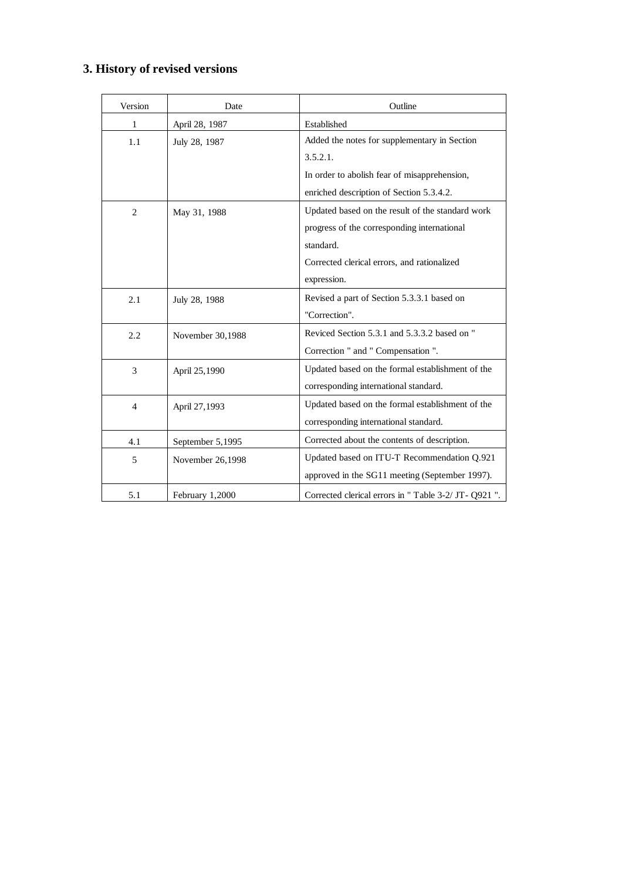## 3. History of revised versions

| Version | Date | Outline |
|---|---|---|
| 1 | April 28, 1987 | Established |
| 1.1 | July 28, 1987 | Added the notes for supplementary in Section 3.5.2.1. In order to abolish fear of misapprehension, enriched description of Section 5.3.4.2. |
| 2 | May 31, 1988 | Updated based on the result of the standard work progress of the corresponding international standard. Corrected clerical errors, and rationalized expression. |
| 2.1 | July 28, 1988 | Revised a part of Section 5.3.3.1 based on "Correction". |
| 2.2 | November 30,1988 | Reviced Section 5.3.1 and 5.3.3.2 based on " Correction " and " Compensation ". |
| 3 | April 25,1990 | Updated based on the formal establishment of the corresponding international standard. |
| 4 | April 27,1993 | Updated based on the formal establishment of the corresponding international standard. |
| 4.1 | September 5,1995 | Corrected about the contents of description. |
| 5 | November 26,1998 | Updated based on ITU-T Recommendation Q.921 approved in the SG11 meeting (September 1997). |
| 5.1 | February 1,2000 | Corrected clerical errors in " Table 3-2/ JT- Q921 ". |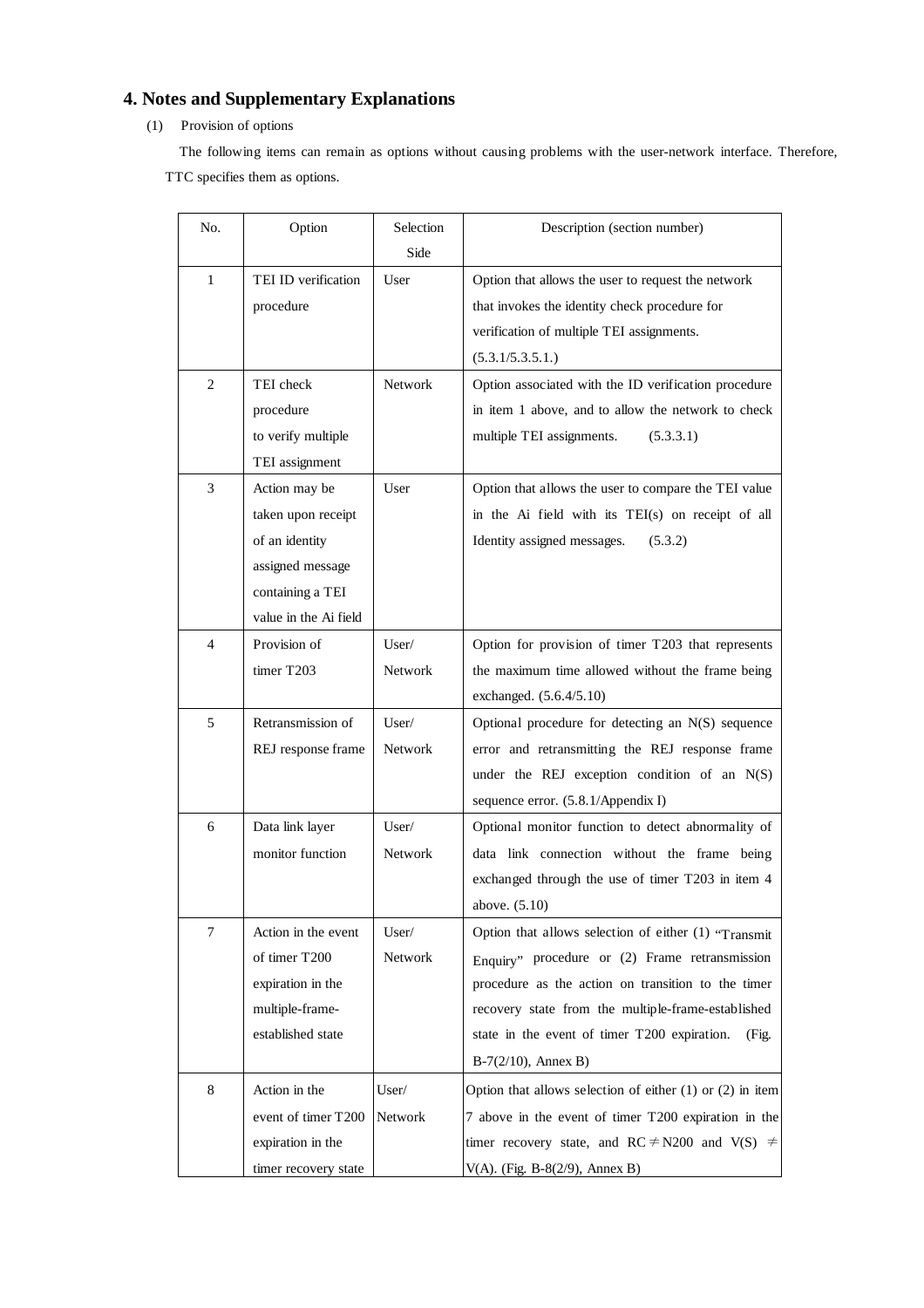## 4. Notes and Supplementary Explanations

(1) Provision of options

The following items can remain as options without causing problems with the user-network interface. Therefore, TTC specifies them as options.

| No. | Option | Selection Side | Description (section number) |
|---|---|---|---|
| 1 | TEI ID verification procedure | User | Option that allows the user to request the network that invokes the identity check procedure for verification of multiple TEI assignments. (5.3.1/5.3.5.1.) |
| 2 | TEI check procedure to verify multiple TEI assignment | Network | Option associated with the ID verification procedure in item 1 above, and to allow the network to check multiple TEI assignments. (5.3.3.1) |
| 3 | Action may be taken upon receipt of an identity assigned message containing a TEI value in the Ai field | User | Option that allows the user to compare the TEI value in the Ai field with its TEI(s) on receipt of all Identity assigned messages. (5.3.2) |
| 4 | Provision of timer T203 | User/ Network | Option for provision of timer T203 that represents the maximum time allowed without the frame being exchanged. (5.6.4/5.10) |
| 5 | Retransmission of REJ response frame | User/ Network | Optional procedure for detecting an N(S) sequence error and retransmitting the REJ response frame under the REJ exception condition of an N(S) sequence error. (5.8.1/Appendix I) |
| 6 | Data link layer monitor function | User/ Network | Optional monitor function to detect abnormality of data link connection without the frame being exchanged through the use of timer T203 in item 4 above. (5.10) |
| 7 | Action in the event of timer T200 expiration in the multiple-frame-established state | User/ Network | Option that allows selection of either (1) "Transmit Enquiry" procedure or (2) Frame retransmission procedure as the action on transition to the timer recovery state from the multiple-frame-established state in the event of timer T200 expiration. (Fig. B-7(2/10), Annex B) |
| 8 | Action in the event of timer T200 expiration in the timer recovery state | User/ Network | Option that allows selection of either (1) or (2) in item 7 above in the event of timer T200 expiration in the timer recovery state, and RC ≠ N200 and V(S) ≠ V(A). (Fig. B-8(2/9), Annex B) |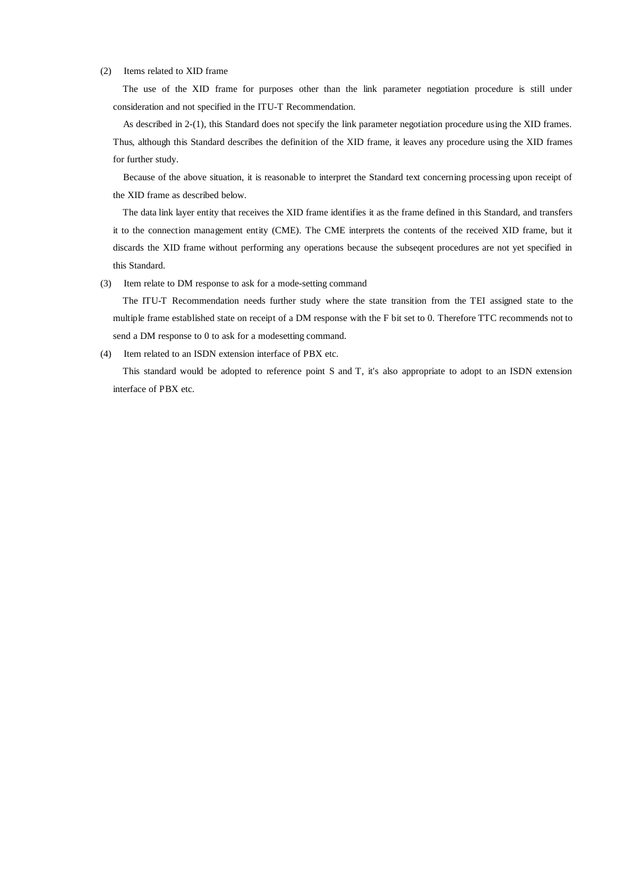(2) Items related to XID frame

The use of the XID frame for purposes other than the link parameter negotiation procedure is still under consideration and not specified in the ITU-T Recommendation.

As described in 2-(1), this Standard does not specify the link parameter negotiation procedure using the XID frames. Thus, although this Standard describes the definition of the XID frame, it leaves any procedure using the XID frames for further study.

Because of the above situation, it is reasonable to interpret the Standard text concerning processing upon receipt of the XID frame as described below.

The data link layer entity that receives the XID frame identifies it as the frame defined in this Standard, and transfers it to the connection management entity (CME). The CME interprets the contents of the received XID frame, but it discards the XID frame without performing any operations because the subseqent procedures are not yet specified in this Standard.

(3) Item relate to DM response to ask for a mode-setting command

The ITU-T Recommendation needs further study where the state transition from the TEI assigned state to the multiple frame established state on receipt of a DM response with the F bit set to 0. Therefore TTC recommends not to send a DM response to 0 to ask for a modesetting command.

(4) Item related to an ISDN extension interface of PBX etc.

This standard would be adopted to reference point S and T, it's also appropriate to adopt to an ISDN extension interface of PBX etc.